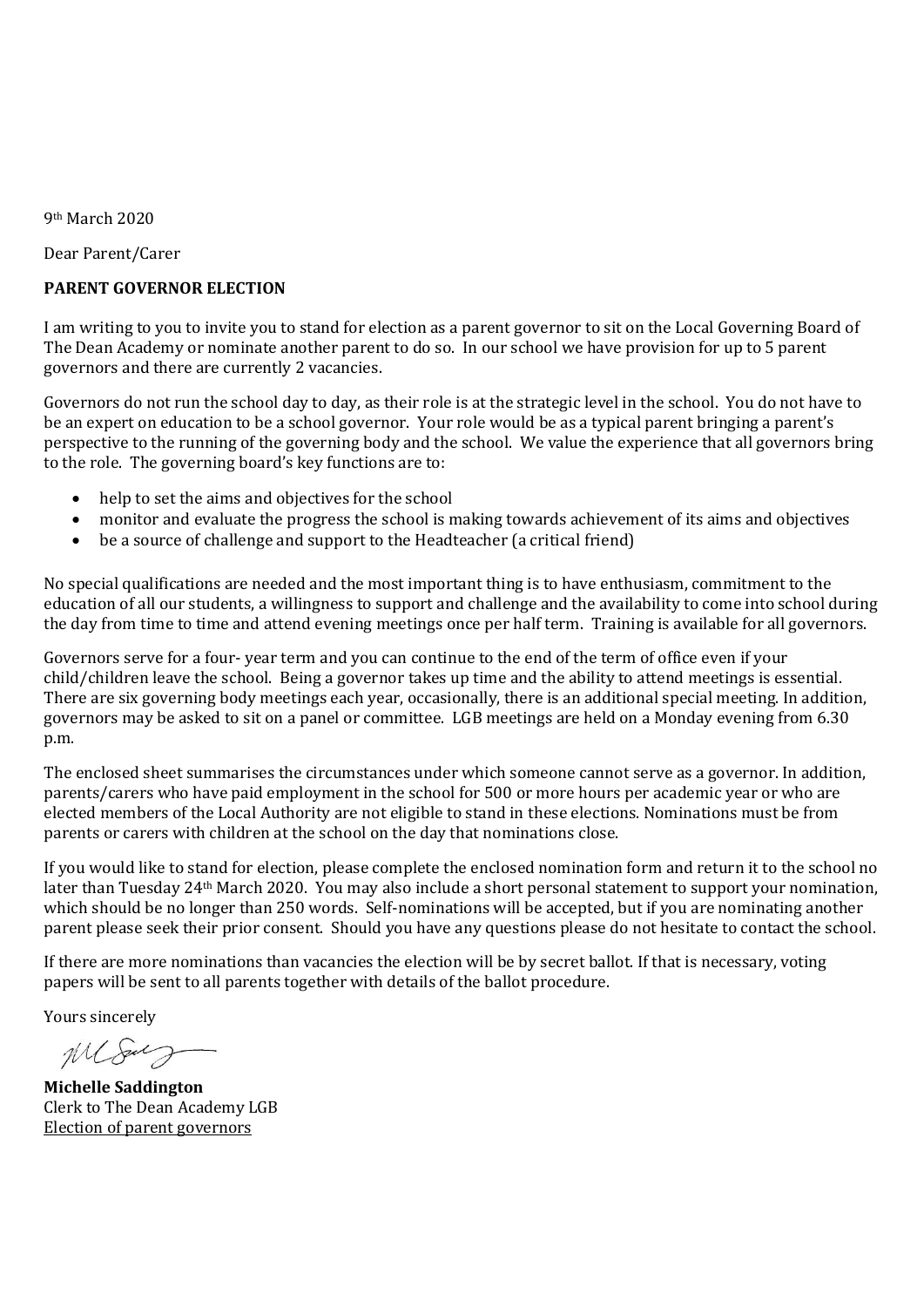9th March 2020

Dear Parent/Carer

**PARENT GOVERNOR ELECTION**

I am writing to you to invite you to stand for election as a parent governor to sit on the Local Governing Board of The Dean Academy or nominate another parent to do so. In our school we have provision for up to 5 parent governors and there are currently 2 vacancies.

Governors do not run the school day to day, as their role is at the strategic level in the school. You do not have to be an expert on education to be a school governor. Your role would be as a typical parent bringing a parent's perspective to the running of the governing body and the school. We value the experience that all governors bring to the role. The governing board's key functions are to:

- help to set the aims and objectives for the school
- monitor and evaluate the progress the school is making towards achievement of its aims and objectives
- be a source of challenge and support to the Headteacher (a critical friend)

No special qualifications are needed and the most important thing is to have enthusiasm, commitment to the education of all our students, a willingness to support and challenge and the availability to come into school during the day from time to time and attend evening meetings once per half term. Training is available for all governors.

Governors serve for a four- year term and you can continue to the end of the term of office even if your child/children leave the school. Being a governor takes up time and the ability to attend meetings is essential. There are six governing body meetings each year, occasionally, there is an additional special meeting. In addition, governors may be asked to sit on a panel or committee. LGB meetings are held on a Monday evening from 6.30 p.m.

The enclosed sheet summarises the circumstances under which someone cannot serve as a governor. In addition, parents/carers who have paid employment in the school for 500 or more hours per academic year or who are elected members of the Local Authority are not eligible to stand in these elections. Nominations must be from parents or carers with children at the school on the day that nominations close.

If you would like to stand for election, please complete the enclosed nomination form and return it to the school no later than Tuesday 24th March 2020. You may also include a short personal statement to support your nomination, which should be no longer than 250 words. Self-nominations will be accepted, but if you are nominating another parent please seek their prior consent. Should you have any questions please do not hesitate to contact the school.

If there are more nominations than vacancies the election will be by secret ballot. If that is necessary, voting papers will be sent to all parents together with details of the ballot procedure.

Yours sincerely

**Michelle Saddington**
Clerk to The Dean Academy LGB
Election of parent governors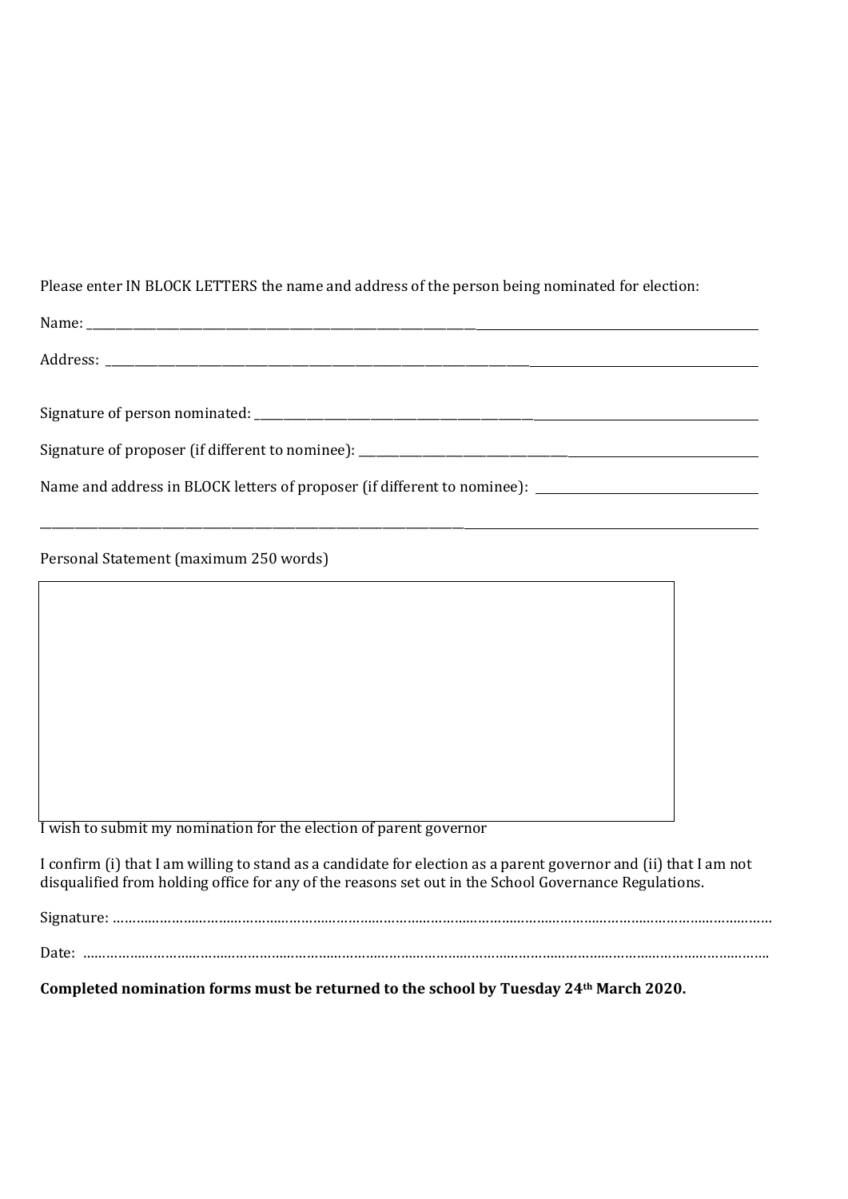Please enter IN BLOCK LETTERS the name and address of the person being nominated for election:

Name: ________________________________________________________________________________

Address: ______________________________________________________________________________

Signature of person nominated: ____________________________________________________________

Signature of proposer (if different to nominee): _______________________________________________

Name and address in BLOCK letters of proposer (if different to nominee): ________________________

________________________________________________________________________________________

Personal Statement (maximum 250 words)

| |
|---|
| |

I wish to submit my nomination for the election of parent governor

I confirm (i) that I am willing to stand as a candidate for election as a parent governor and (ii) that I am not disqualified from holding office for any of the reasons set out in the School Governance Regulations.

Signature: ……………………………………………………………………………………………………………………………

Date: ………………………………………………………………………………………………………………………………

**Completed nomination forms must be returned to the school by Tuesday 24th March 2020.**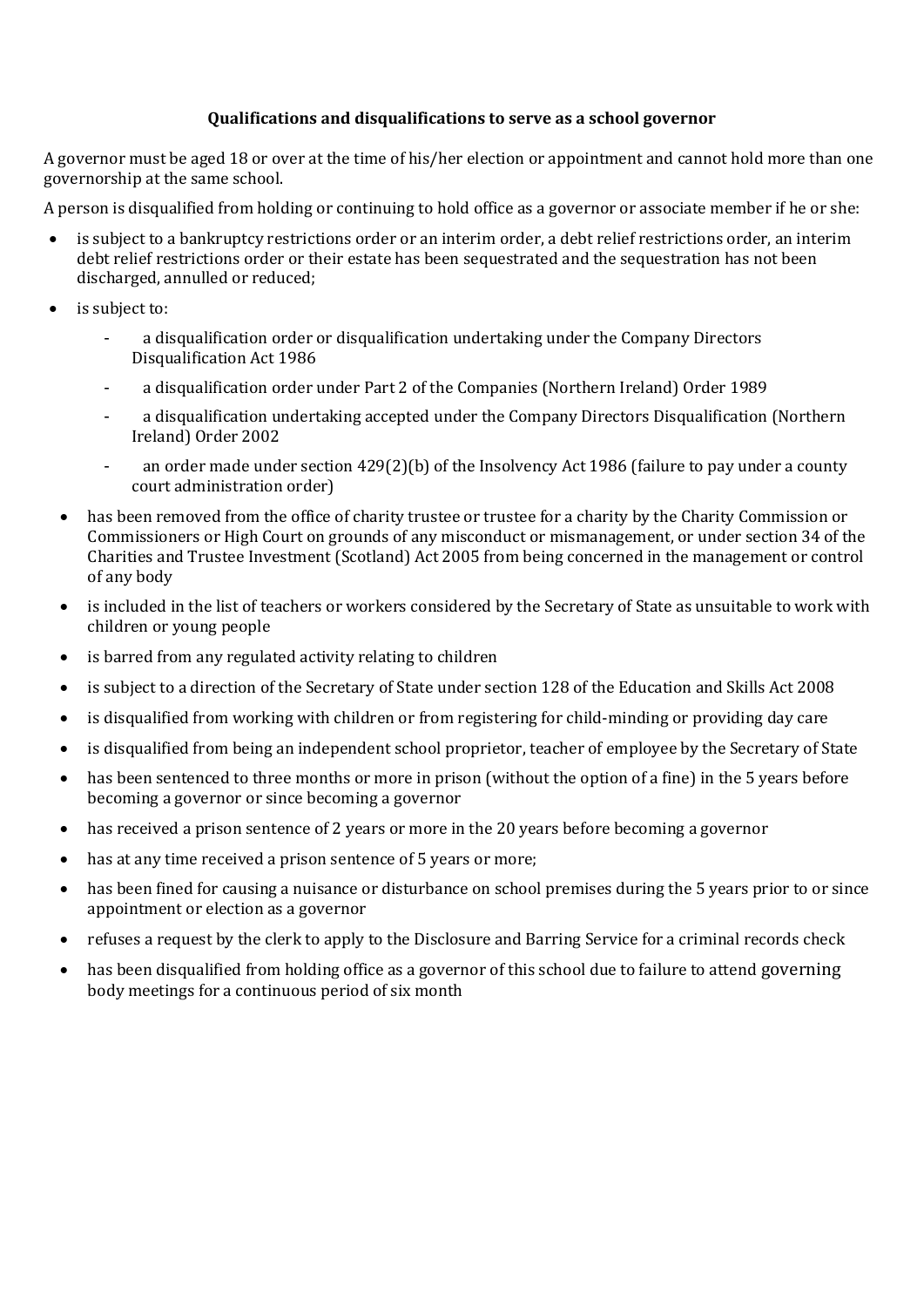**Qualifications and disqualifications to serve as a school governor**

A governor must be aged 18 or over at the time of his/her election or appointment and cannot hold more than one governorship at the same school.

A person is disqualified from holding or continuing to hold office as a governor or associate member if he or she:

- is subject to a bankruptcy restrictions order or an interim order, a debt relief restrictions order, an interim debt relief restrictions order or their estate has been sequestrated and the sequestration has not been discharged, annulled or reduced;
- is subject to:
  - a disqualification order or disqualification undertaking under the Company Directors Disqualification Act 1986
  - a disqualification order under Part 2 of the Companies (Northern Ireland) Order 1989
  - a disqualification undertaking accepted under the Company Directors Disqualification (Northern Ireland) Order 2002
  - an order made under section 429(2)(b) of the Insolvency Act 1986 (failure to pay under a county court administration order)
- has been removed from the office of charity trustee or trustee for a charity by the Charity Commission or Commissioners or High Court on grounds of any misconduct or mismanagement, or under section 34 of the Charities and Trustee Investment (Scotland) Act 2005 from being concerned in the management or control of any body
- is included in the list of teachers or workers considered by the Secretary of State as unsuitable to work with children or young people
- is barred from any regulated activity relating to children
- is subject to a direction of the Secretary of State under section 128 of the Education and Skills Act 2008
- is disqualified from working with children or from registering for child-minding or providing day care
- is disqualified from being an independent school proprietor, teacher of employee by the Secretary of State
- has been sentenced to three months or more in prison (without the option of a fine) in the 5 years before becoming a governor or since becoming a governor
- has received a prison sentence of 2 years or more in the 20 years before becoming a governor
- has at any time received a prison sentence of 5 years or more;
- has been fined for causing a nuisance or disturbance on school premises during the 5 years prior to or since appointment or election as a governor
- refuses a request by the clerk to apply to the Disclosure and Barring Service for a criminal records check
- has been disqualified from holding office as a governor of this school due to failure to attend governing body meetings for a continuous period of six month